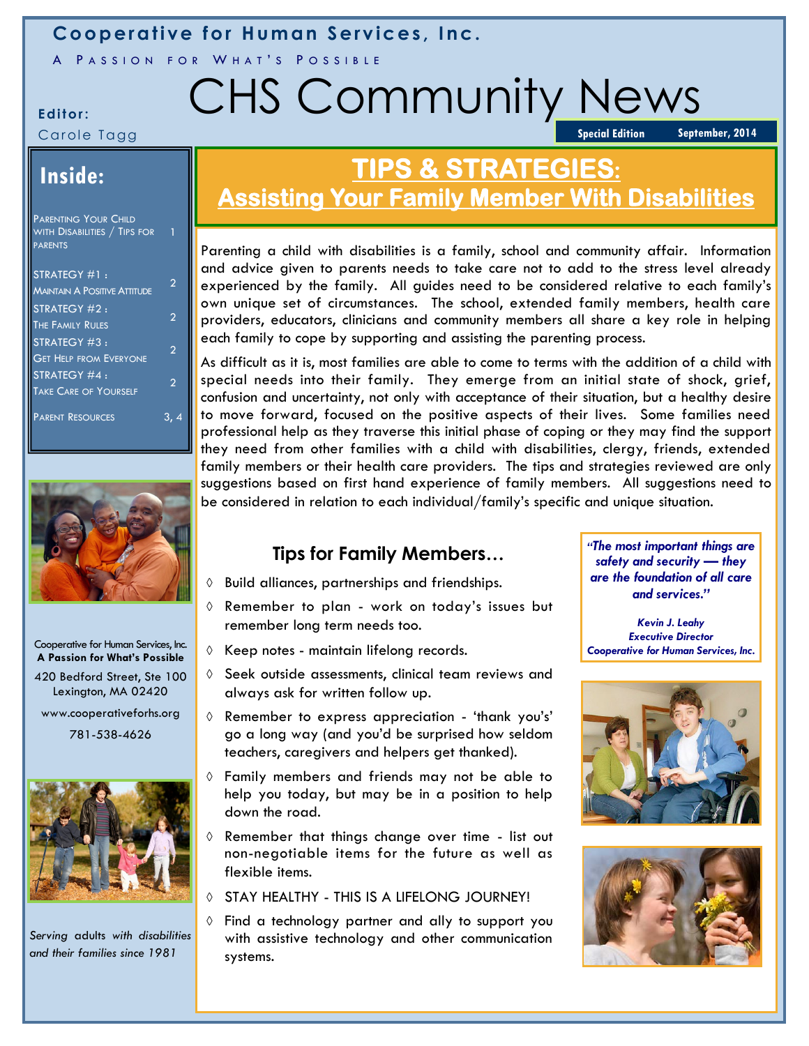**Cooperative for Human Services, Inc.**

A PASSION FOR WHAT'S POSSIBLE

# CHS Community News

**Editor:**
Carole Tagg

**Special Edition** **September, 2014**

## Inside:

| | |
|---|---|
| Parenting Your Child with Disabilities / Tips for Parents | 1 |
| Strategy #1 : Maintain A Positive Attitude | 2 |
| Strategy #2 : The Family Rules | 2 |
| Strategy #3 : Get Help from Everyone | 2 |
| Strategy #4 : Take Care of Yourself | 2 |
| Parent Resources | 3, 4 |

Cooperative for Human Services, Inc.
**A Passion for What's Possible**
420 Bedford Street, Ste 100
Lexington, MA 02420
www.cooperativeforhs.org
781-538-4626

*Serving adults with disabilities and their families since 1981*

## TIPS & STRATEGIES: Assisting Your Family Member With Disabilities

Parenting a child with disabilities is a family, school and community affair. Information and advice given to parents needs to take care not to add to the stress level already experienced by the family. All guides need to be considered relative to each family's own unique set of circumstances. The school, extended family members, health care providers, educators, clinicians and community members all share a key role in helping each family to cope by supporting and assisting the parenting process.

As difficult as it is, most families are able to come to terms with the addition of a child with special needs into their family. They emerge from an initial state of shock, grief, confusion and uncertainty, not only with acceptance of their situation, but a healthy desire to move forward, focused on the positive aspects of their lives. Some families need professional help as they traverse this initial phase of coping or they may find the support they need from other families with a child with disabilities, clergy, friends, extended family members or their health care providers. The tips and strategies reviewed are only suggestions based on first hand experience of family members. All suggestions need to be considered in relation to each individual/family's specific and unique situation.

### Tips for Family Members…

- Build alliances, partnerships and friendships.
- Remember to plan - work on today's issues but remember long term needs too.
- Keep notes - maintain lifelong records.
- Seek outside assessments, clinical team reviews and always ask for written follow up.
- Remember to express appreciation - 'thank you's' go a long way (and you'd be surprised how seldom teachers, caregivers and helpers get thanked).
- Family members and friends may not be able to help you today, but may be in a position to help down the road.
- Remember that things change over time - list out non-negotiable items for the future as well as flexible items.
- STAY HEALTHY - THIS IS A LIFELONG JOURNEY!
- Find a technology partner and ally to support you with assistive technology and other communication systems.

***"The most important things are safety and security — they are the foundation of all care and services."***

***Kevin J. Leahy***
***Executive Director***
***Cooperative for Human Services, Inc.***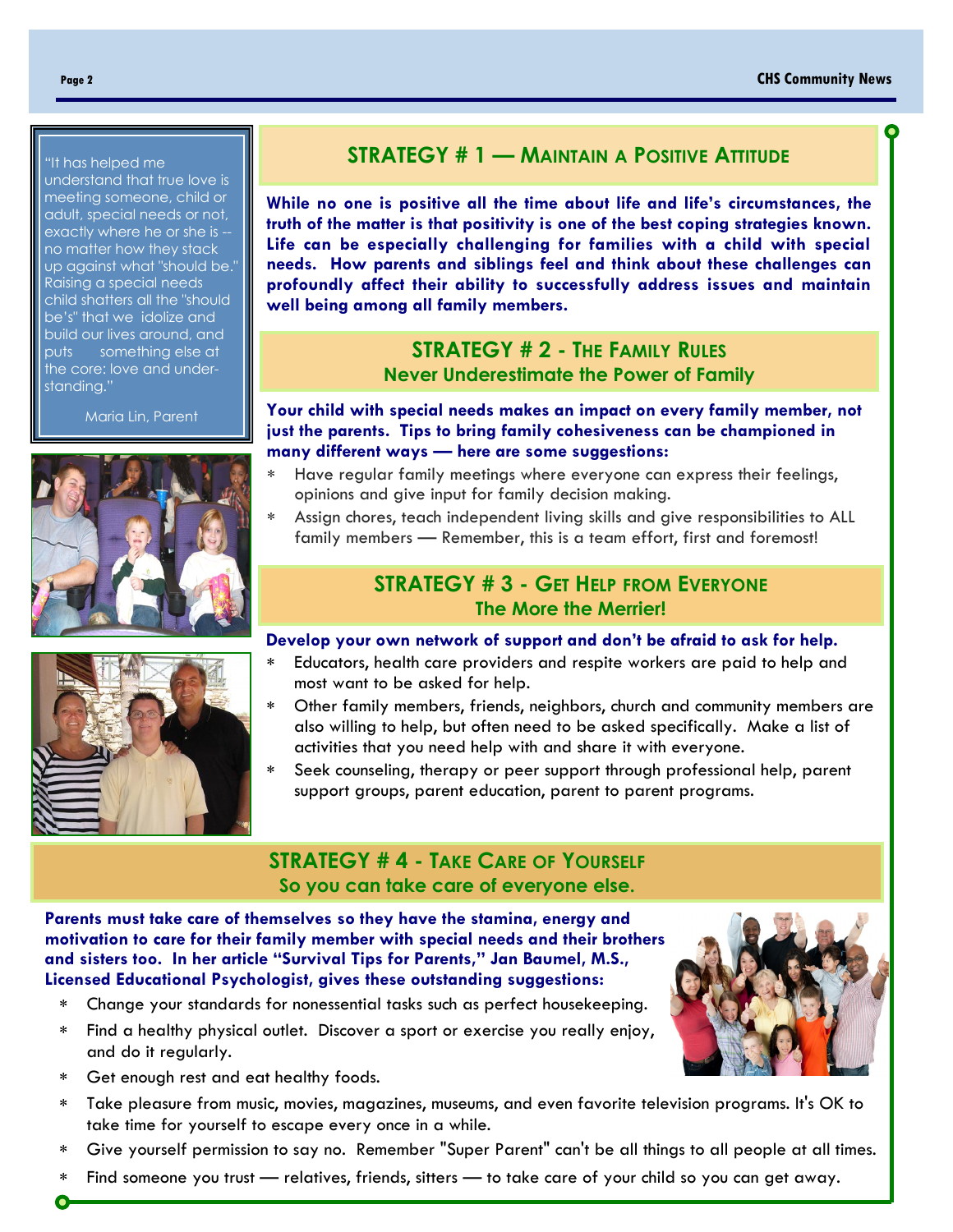> "It has helped me understand that true love is meeting someone, child or adult, special needs or not, exactly where he or she is -- no matter how they stack up against what "should be." Raising a special needs child shatters all the "should be's" that we idolize and build our lives around, and puts something else at the core: love and understanding."
>
> Maria Lin, Parent

## STRATEGY # 1 — Maintain a Positive Attitude

**While no one is positive all the time about life and life's circumstances, the truth of the matter is that positivity is one of the best coping strategies known. Life can be especially challenging for families with a child with special needs. How parents and siblings feel and think about these challenges can profoundly affect their ability to successfully address issues and maintain well being among all family members.**

## STRATEGY # 2 - The Family Rules

### Never Underestimate the Power of Family

**Your child with special needs makes an impact on every family member, not just the parents. Tips to bring family cohesiveness can be championed in many different ways — here are some suggestions:**

* Have regular family meetings where everyone can express their feelings, opinions and give input for family decision making.
* Assign chores, teach independent living skills and give responsibilities to ALL family members — Remember, this is a team effort, first and foremost!

## STRATEGY # 3 - Get Help from Everyone

### The More the Merrier!

**Develop your own network of support and don't be afraid to ask for help.**

* Educators, health care providers and respite workers are paid to help and most want to be asked for help.
* Other family members, friends, neighbors, church and community members are also willing to help, but often need to be asked specifically. Make a list of activities that you need help with and share it with everyone.
* Seek counseling, therapy or peer support through professional help, parent support groups, parent education, parent to parent programs.

## STRATEGY # 4 - Take Care of Yourself

### So you can take care of everyone else.

**Parents must take care of themselves so they have the stamina, energy and motivation to care for their family member with special needs and their brothers and sisters too. In her article "Survival Tips for Parents," Jan Baumel, M.S., Licensed Educational Psychologist, gives these outstanding suggestions:**

* Change your standards for nonessential tasks such as perfect housekeeping.
* Find a healthy physical outlet. Discover a sport or exercise you really enjoy, and do it regularly.
* Get enough rest and eat healthy foods.
* Take pleasure from music, movies, magazines, museums, and even favorite television programs. It's OK to take time for yourself to escape every once in a while.
* Give yourself permission to say no. Remember "Super Parent" can't be all things to all people at all times.
* Find someone you trust — relatives, friends, sitters — to take care of your child so you can get away.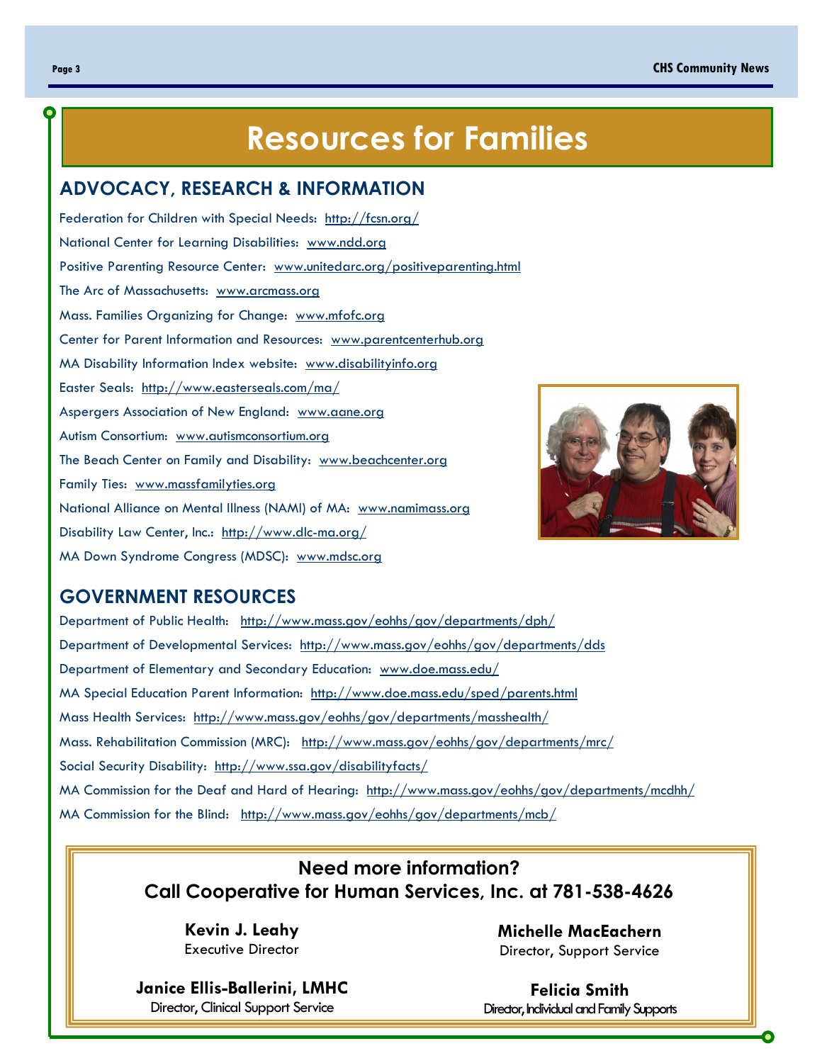# Resources for Families

## ADVOCACY, RESEARCH & INFORMATION

Federation for Children with Special Needs: http://fcsn.org/

National Center for Learning Disabilities: www.ndd.org

Positive Parenting Resource Center: www.unitedarc.org/positiveparenting.html

The Arc of Massachusetts: www.arcmass.org

Mass. Families Organizing for Change: www.mfofc.org

Center for Parent Information and Resources: www.parentcenterhub.org

MA Disability Information Index website: www.disabilityinfo.org

Easter Seals: http://www.easterseals.com/ma/

Aspergers Association of New England: www.aane.org

Autism Consortium: www.autismconsortium.org

The Beach Center on Family and Disability: www.beachcenter.org

Family Ties: www.massfamilyties.org

National Alliance on Mental Illness (NAMI) of MA: www.namimass.org

Disability Law Center, Inc.: http://www.dlc-ma.org/

MA Down Syndrome Congress (MDSC): www.mdsc.org

## GOVERNMENT RESOURCES

Department of Public Health: http://www.mass.gov/eohhs/gov/departments/dph/

Department of Developmental Services: http://www.mass.gov/eohhs/gov/departments/dds

Department of Elementary and Secondary Education: www.doe.mass.edu/

MA Special Education Parent Information: http://www.doe.mass.edu/sped/parents.html

Mass Health Services: http://www.mass.gov/eohhs/gov/departments/masshealth/

Mass. Rehabilitation Commission (MRC): http://www.mass.gov/eohhs/gov/departments/mrc/

Social Security Disability: http://www.ssa.gov/disabilityfacts/

MA Commission for the Deaf and Hard of Hearing: http://www.mass.gov/eohhs/gov/departments/mcdhh/

MA Commission for the Blind: http://www.mass.gov/eohhs/gov/departments/mcb/

**Need more information?**
**Call Cooperative for Human Services, Inc. at 781-538-4626**

**Kevin J. Leahy**
Executive Director

**Michelle MacEachern**
Director, Support Service

**Janice Ellis-Ballerini, LMHC**
Director, Clinical Support Service

**Felicia Smith**
Director, Individual and Family Supports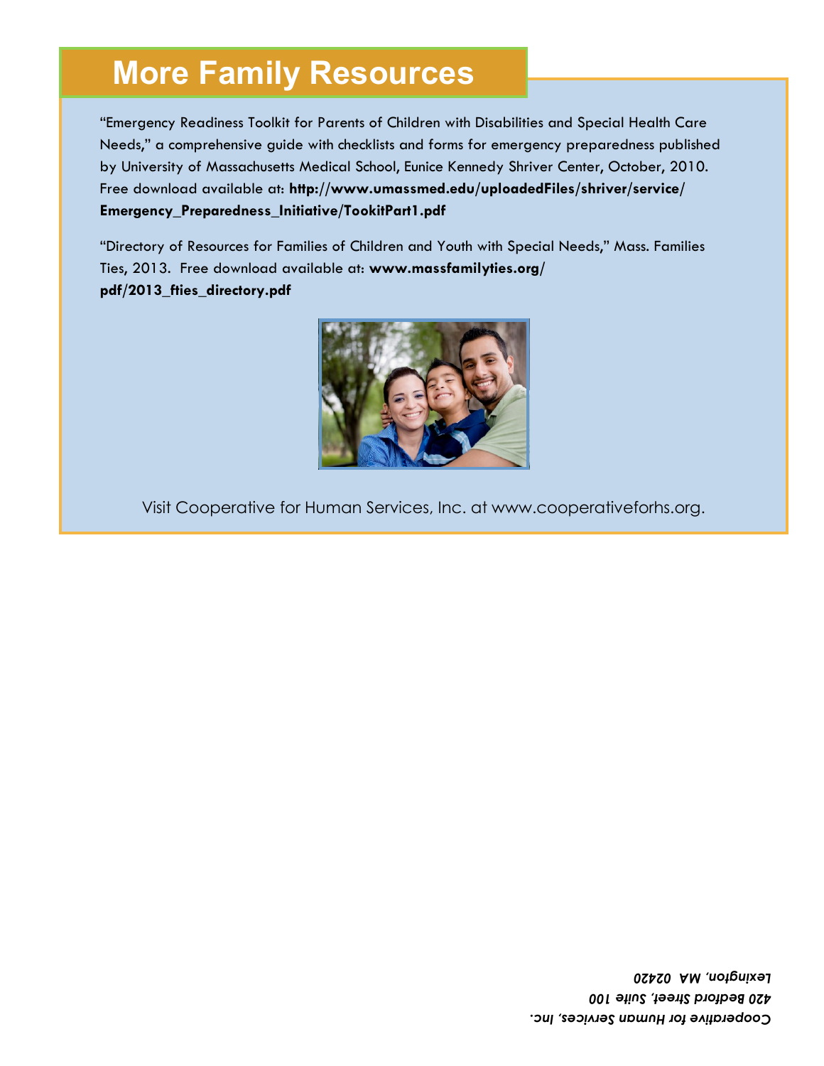# More Family Resources

"Emergency Readiness Toolkit for Parents of Children with Disabilities and Special Health Care Needs," a comprehensive guide with checklists and forms for emergency preparedness published by University of Massachusetts Medical School, Eunice Kennedy Shriver Center, October, 2010. Free download available at: **http://www.umassmed.edu/uploadedFiles/shriver/service/Emergency_Preparedness_Initiative/TookitPart1.pdf**

"Directory of Resources for Families of Children and Youth with Special Needs," Mass. Families Ties, 2013. Free download available at: **www.massfamilyties.org/pdf/2013_fties_directory.pdf**

Visit Cooperative for Human Services, Inc. at www.cooperativeforhs.org.

***Cooperative for Human Services, Inc.***
***420 Bedford Street, Suite 100***
***Lexington, MA 02420***